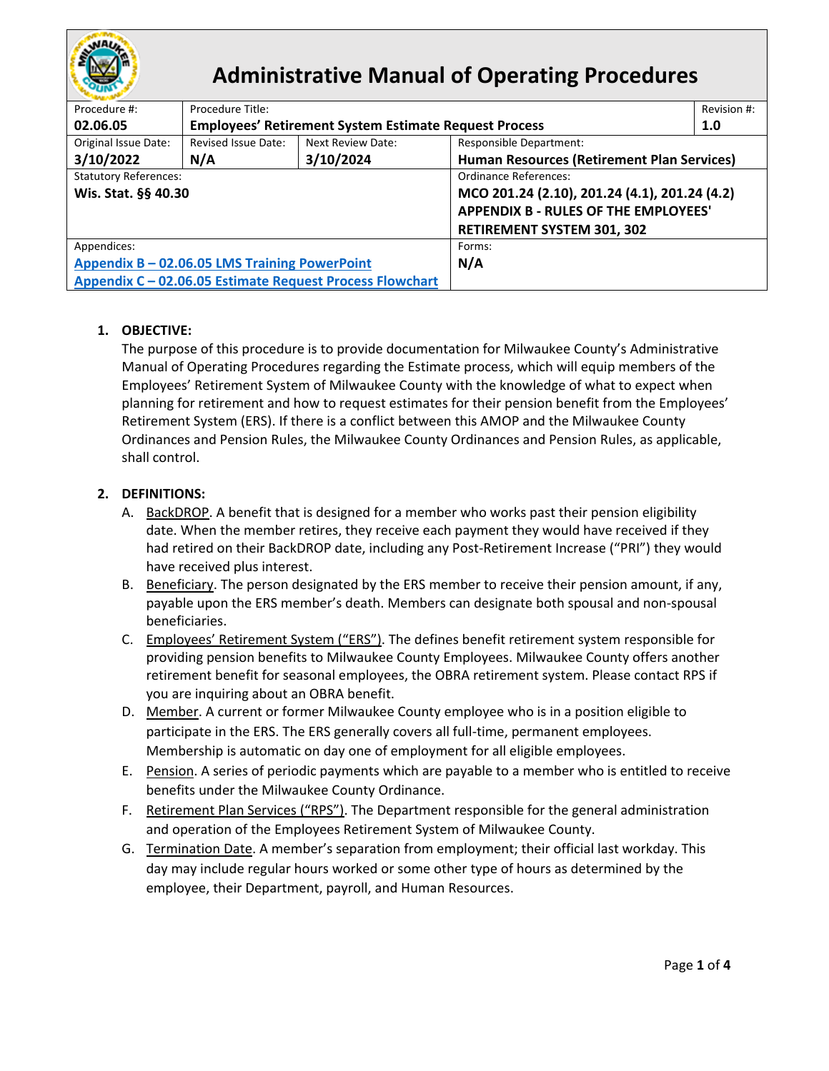# Administrative Manual of Operating Procedures

| Procedure #: | Procedure Title: | | | Revision #: |
|---|---|---|---|---|
| **02.06.05** | **Employees' Retirement System Estimate Request Process** | | | **1.0** |
| Original Issue Date: **3/10/2022** | Revised Issue Date: **N/A** | Next Review Date: **3/10/2024** | Responsible Department: **Human Resources (Retirement Plan Services)** | |
| Statutory References: **Wis. Stat. §§ 40.30** | | | Ordinance References: **MCO 201.24 (2.10), 201.24 (4.1), 201.24 (4.2) APPENDIX B - RULES OF THE EMPLOYEES' RETIREMENT SYSTEM 301, 302** | |
| Appendices: **Appendix B – 02.06.05 LMS Training PowerPoint** **Appendix C – 02.06.05 Estimate Request Process Flowchart** | | | Forms: **N/A** | |

1. **OBJECTIVE:**
   The purpose of this procedure is to provide documentation for Milwaukee County's Administrative Manual of Operating Procedures regarding the Estimate process, which will equip members of the Employees' Retirement System of Milwaukee County with the knowledge of what to expect when planning for retirement and how to request estimates for their pension benefit from the Employees' Retirement System (ERS). If there is a conflict between this AMOP and the Milwaukee County Ordinances and Pension Rules, the Milwaukee County Ordinances and Pension Rules, as applicable, shall control.

2. **DEFINITIONS:**
   A. BackDROP. A benefit that is designed for a member who works past their pension eligibility date. When the member retires, they receive each payment they would have received if they had retired on their BackDROP date, including any Post-Retirement Increase ("PRI") they would have received plus interest.
   B. Beneficiary. The person designated by the ERS member to receive their pension amount, if any, payable upon the ERS member's death. Members can designate both spousal and non-spousal beneficiaries.
   C. Employees' Retirement System ("ERS"). The defines benefit retirement system responsible for providing pension benefits to Milwaukee County Employees. Milwaukee County offers another retirement benefit for seasonal employees, the OBRA retirement system. Please contact RPS if you are inquiring about an OBRA benefit.
   D. Member. A current or former Milwaukee County employee who is in a position eligible to participate in the ERS. The ERS generally covers all full-time, permanent employees. Membership is automatic on day one of employment for all eligible employees.
   E. Pension. A series of periodic payments which are payable to a member who is entitled to receive benefits under the Milwaukee County Ordinance.
   F. Retirement Plan Services ("RPS"). The Department responsible for the general administration and operation of the Employees Retirement System of Milwaukee County.
   G. Termination Date. A member's separation from employment; their official last workday. This day may include regular hours worked or some other type of hours as determined by the employee, their Department, payroll, and Human Resources.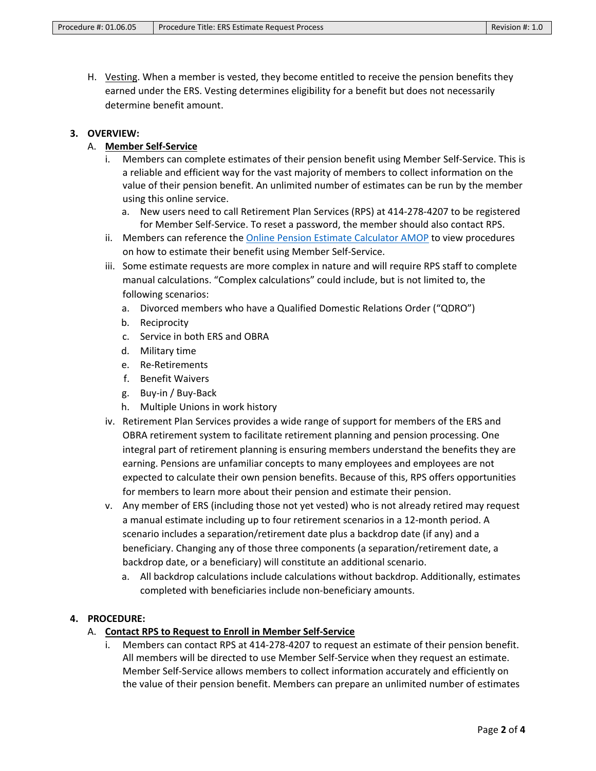H. <u>Vesting</u>. When a member is vested, they become entitled to receive the pension benefits they earned under the ERS. Vesting determines eligibility for a benefit but does not necessarily determine benefit amount.

## 3. OVERVIEW:

### A. Member Self-Service

i. Members can complete estimates of their pension benefit using Member Self-Service. This is a reliable and efficient way for the vast majority of members to collect information on the value of their pension benefit. An unlimited number of estimates can be run by the member using this online service.

   a. New users need to call Retirement Plan Services (RPS) at 414-278-4207 to be registered for Member Self-Service. To reset a password, the member should also contact RPS.

ii. Members can reference the Online Pension Estimate Calculator AMOP to view procedures on how to estimate their benefit using Member Self-Service.

iii. Some estimate requests are more complex in nature and will require RPS staff to complete manual calculations. "Complex calculations" could include, but is not limited to, the following scenarios:

   a. Divorced members who have a Qualified Domestic Relations Order ("QDRO")
   b. Reciprocity
   c. Service in both ERS and OBRA
   d. Military time
   e. Re-Retirements
   f. Benefit Waivers
   g. Buy-in / Buy-Back
   h. Multiple Unions in work history

iv. Retirement Plan Services provides a wide range of support for members of the ERS and OBRA retirement system to facilitate retirement planning and pension processing. One integral part of retirement planning is ensuring members understand the benefits they are earning. Pensions are unfamiliar concepts to many employees and employees are not expected to calculate their own pension benefits. Because of this, RPS offers opportunities for members to learn more about their pension and estimate their pension.

v. Any member of ERS (including those not yet vested) who is not already retired may request a manual estimate including up to four retirement scenarios in a 12-month period. A scenario includes a separation/retirement date plus a backdrop date (if any) and a beneficiary. Changing any of those three components (a separation/retirement date, a backdrop date, or a beneficiary) will constitute an additional scenario.

   a. All backdrop calculations include calculations without backdrop. Additionally, estimates completed with beneficiaries include non-beneficiary amounts.

## 4. PROCEDURE:

### A. Contact RPS to Request to Enroll in Member Self-Service

i. Members can contact RPS at 414-278-4207 to request an estimate of their pension benefit. All members will be directed to use Member Self-Service when they request an estimate. Member Self-Service allows members to collect information accurately and efficiently on the value of their pension benefit. Members can prepare an unlimited number of estimates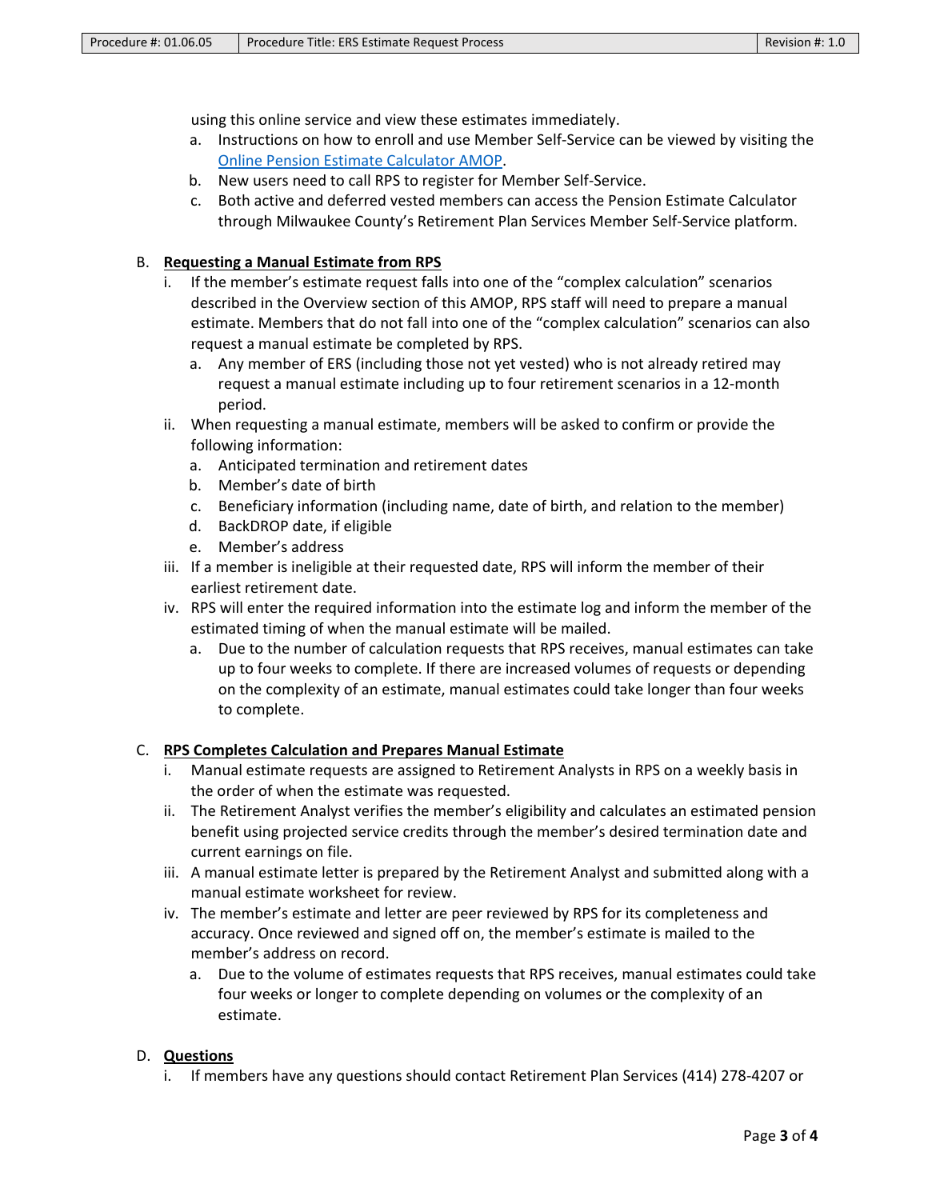using this online service and view these estimates immediately.

a. Instructions on how to enroll and use Member Self-Service can be viewed by visiting the [Online Pension Estimate Calculator AMOP](#).
b. New users need to call RPS to register for Member Self-Service.
c. Both active and deferred vested members can access the Pension Estimate Calculator through Milwaukee County's Retirement Plan Services Member Self-Service platform.

B. **<u>Requesting a Manual Estimate from RPS</u>**

i. If the member's estimate request falls into one of the "complex calculation" scenarios described in the Overview section of this AMOP, RPS staff will need to prepare a manual estimate. Members that do not fall into one of the "complex calculation" scenarios can also request a manual estimate be completed by RPS.
   a. Any member of ERS (including those not yet vested) who is not already retired may request a manual estimate including up to four retirement scenarios in a 12-month period.

ii. When requesting a manual estimate, members will be asked to confirm or provide the following information:
   a. Anticipated termination and retirement dates
   b. Member's date of birth
   c. Beneficiary information (including name, date of birth, and relation to the member)
   d. BackDROP date, if eligible
   e. Member's address

iii. If a member is ineligible at their requested date, RPS will inform the member of their earliest retirement date.

iv. RPS will enter the required information into the estimate log and inform the member of the estimated timing of when the manual estimate will be mailed.
   a. Due to the number of calculation requests that RPS receives, manual estimates can take up to four weeks to complete. If there are increased volumes of requests or depending on the complexity of an estimate, manual estimates could take longer than four weeks to complete.

C. **<u>RPS Completes Calculation and Prepares Manual Estimate</u>**

i. Manual estimate requests are assigned to Retirement Analysts in RPS on a weekly basis in the order of when the estimate was requested.

ii. The Retirement Analyst verifies the member's eligibility and calculates an estimated pension benefit using projected service credits through the member's desired termination date and current earnings on file.

iii. A manual estimate letter is prepared by the Retirement Analyst and submitted along with a manual estimate worksheet for review.

iv. The member's estimate and letter are peer reviewed by RPS for its completeness and accuracy. Once reviewed and signed off on, the member's estimate is mailed to the member's address on record.
   a. Due to the volume of estimates requests that RPS receives, manual estimates could take four weeks or longer to complete depending on volumes or the complexity of an estimate.

D. **<u>Questions</u>**

i. If members have any questions should contact Retirement Plan Services (414) 278-4207 or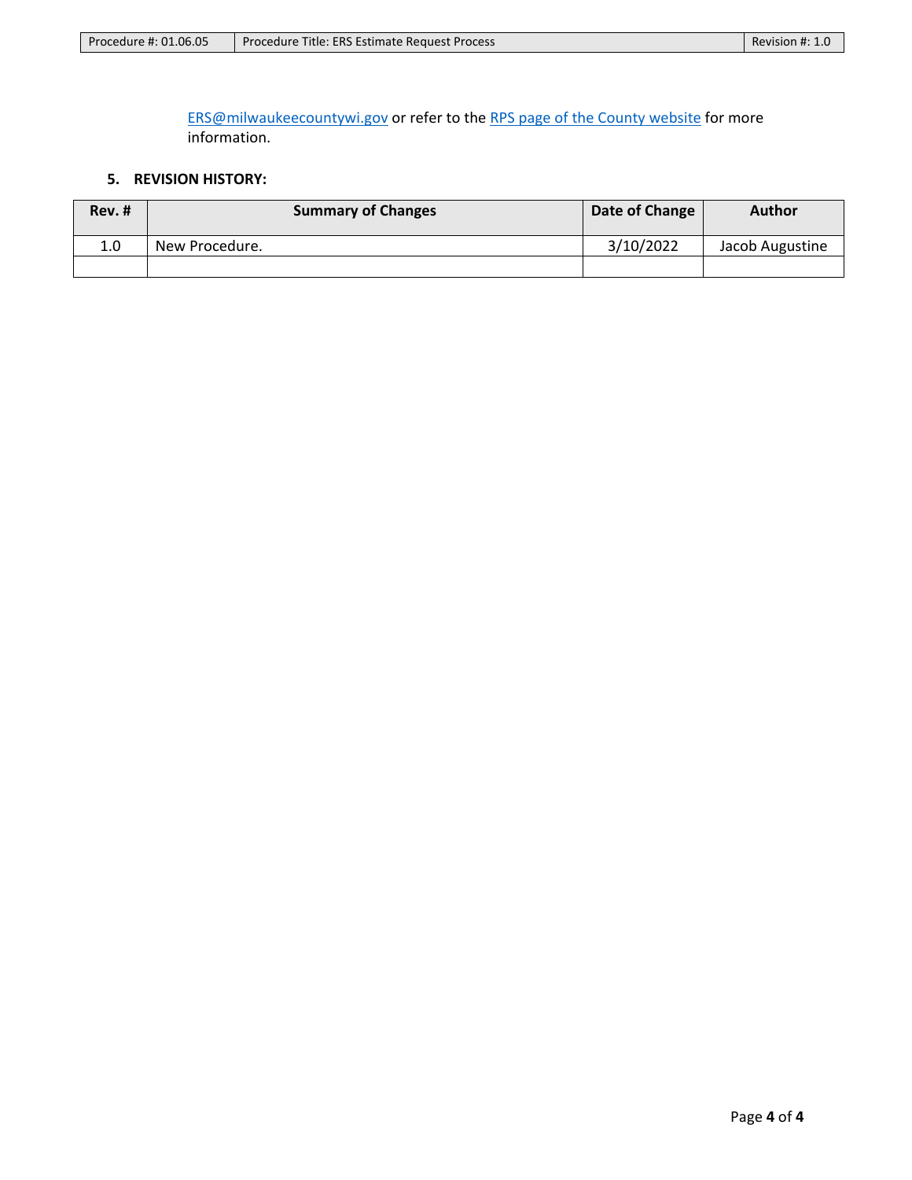[ERS@milwaukeecountywi.gov](mailto:ERS@milwaukeecountywi.gov) or refer to the [RPS page of the County website]() for more information.

**5. REVISION HISTORY:**

| Rev. # | Summary of Changes | Date of Change | Author |
|---|---|---|---|
| 1.0 | New Procedure. | 3/10/2022 | Jacob Augustine |
| | | | |